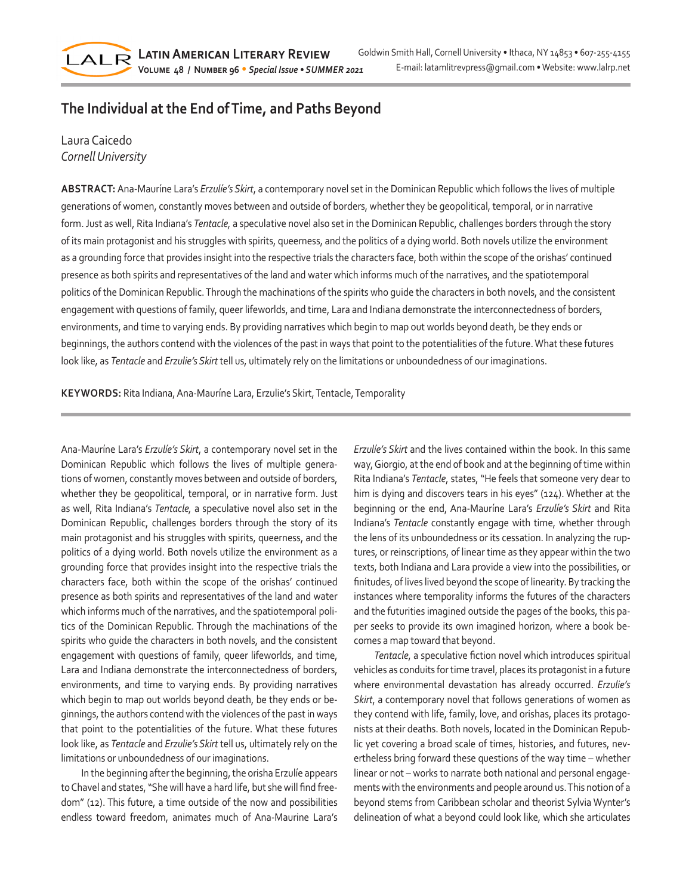# The Individual at the End of Time, and Paths Beyond

Laura Caicedo
*Cornell University*

**ABSTRACT:** Ana-Mauríne Lara's *Erzulíe's Skirt*, a contemporary novel set in the Dominican Republic which follows the lives of multiple generations of women, constantly moves between and outside of borders, whether they be geopolitical, temporal, or in narrative form. Just as well, Rita Indiana's *Tentacle,* a speculative novel also set in the Dominican Republic, challenges borders through the story of its main protagonist and his struggles with spirits, queerness, and the politics of a dying world. Both novels utilize the environment as a grounding force that provides insight into the respective trials the characters face, both within the scope of the orishas' continued presence as both spirits and representatives of the land and water which informs much of the narratives, and the spatiotemporal politics of the Dominican Republic. Through the machinations of the spirits who guide the characters in both novels, and the consistent engagement with questions of family, queer lifeworlds, and time, Lara and Indiana demonstrate the interconnectedness of borders, environments, and time to varying ends. By providing narratives which begin to map out worlds beyond death, be they ends or beginnings, the authors contend with the violences of the past in ways that point to the potentialities of the future. What these futures look like, as *Tentacle* and *Erzulie's Skirt* tell us, ultimately rely on the limitations or unboundedness of our imaginations.

**KEYWORDS:** Rita Indiana, Ana-Mauríne Lara, Erzulie's Skirt, Tentacle, Temporality

Ana-Mauríne Lara's *Erzulíe's Skirt*, a contemporary novel set in the Dominican Republic which follows the lives of multiple generations of women, constantly moves between and outside of borders, whether they be geopolitical, temporal, or in narrative form. Just as well, Rita Indiana's *Tentacle,* a speculative novel also set in the Dominican Republic, challenges borders through the story of its main protagonist and his struggles with spirits, queerness, and the politics of a dying world. Both novels utilize the environment as a grounding force that provides insight into the respective trials the characters face, both within the scope of the orishas' continued presence as both spirits and representatives of the land and water which informs much of the narratives, and the spatiotemporal politics of the Dominican Republic. Through the machinations of the spirits who guide the characters in both novels, and the consistent engagement with questions of family, queer lifeworlds, and time, Lara and Indiana demonstrate the interconnectedness of borders, environments, and time to varying ends. By providing narratives which begin to map out worlds beyond death, be they ends or beginnings, the authors contend with the violences of the past in ways that point to the potentialities of the future. What these futures look like, as *Tentacle* and *Erzulie's Skirt* tell us, ultimately rely on the limitations or unboundedness of our imaginations.

In the beginning after the beginning, the orisha Erzulíe appears to Chavel and states, "She will have a hard life, but she will find freedom" (12). This future, a time outside of the now and possibilities endless toward freedom, animates much of Ana-Maurine Lara's *Erzulíe's Skirt* and the lives contained within the book. In this same way, Giorgio, at the end of book and at the beginning of time within Rita Indiana's *Tentacle*, states, "He feels that someone very dear to him is dying and discovers tears in his eyes" (124). Whether at the beginning or the end, Ana-Mauríne Lara's *Erzulíe's Skirt* and Rita Indiana's *Tentacle* constantly engage with time, whether through the lens of its unboundedness or its cessation. In analyzing the ruptures, or reinscriptions, of linear time as they appear within the two texts, both Indiana and Lara provide a view into the possibilities, or finitudes, of lives lived beyond the scope of linearity. By tracking the instances where temporality informs the futures of the characters and the futurities imagined outside the pages of the books, this paper seeks to provide its own imagined horizon, where a book becomes a map toward that beyond.

*Tentacle*, a speculative fiction novel which introduces spiritual vehicles as conduits for time travel, places its protagonist in a future where environmental devastation has already occurred. *Erzulíe's Skirt*, a contemporary novel that follows generations of women as they contend with life, family, love, and orishas, places its protagonists at their deaths. Both novels, located in the Dominican Republic yet covering a broad scale of times, histories, and futures, nevertheless bring forward these questions of the way time – whether linear or not – works to narrate both national and personal engagements with the environments and people around us. This notion of a beyond stems from Caribbean scholar and theorist Sylvia Wynter's delineation of what a beyond could look like, which she articulates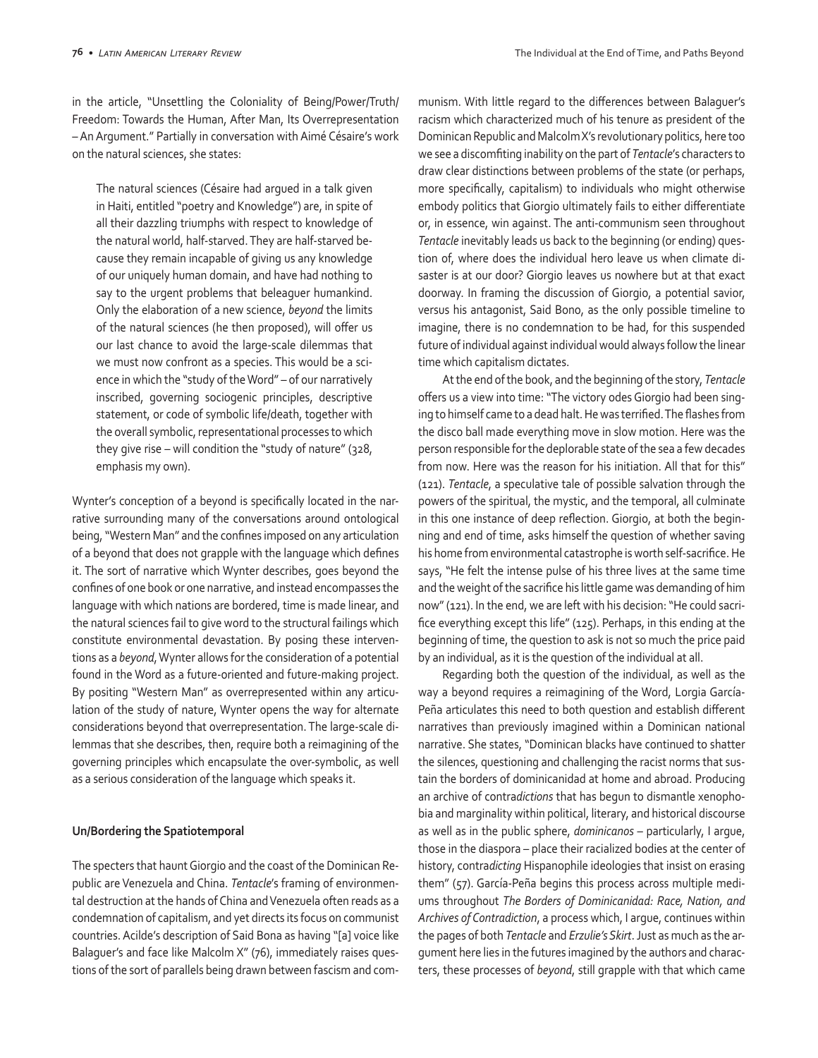in the article, "Unsettling the Coloniality of Being/Power/Truth/Freedom: Towards the Human, After Man, Its Overrepresentation – An Argument." Partially in conversation with Aimé Césaire's work on the natural sciences, she states:

> The natural sciences (Césaire had argued in a talk given in Haiti, entitled "poetry and Knowledge") are, in spite of all their dazzling triumphs with respect to knowledge of the natural world, half-starved. They are half-starved because they remain incapable of giving us any knowledge of our uniquely human domain, and have had nothing to say to the urgent problems that beleaguer humankind. Only the elaboration of a new science, *beyond* the limits of the natural sciences (he then proposed), will offer us our last chance to avoid the large-scale dilemmas that we must now confront as a species. This would be a science in which the "study of the Word" – of our narratively inscribed, governing sociogenic principles, descriptive statement, or code of symbolic life/death, together with the overall symbolic, representational processes to which they give rise – will condition the "study of nature" (328, emphasis my own).

Wynter's conception of a beyond is specifically located in the narrative surrounding many of the conversations around ontological being, "Western Man" and the confines imposed on any articulation of a beyond that does not grapple with the language which defines it. The sort of narrative which Wynter describes, goes beyond the confines of one book or one narrative, and instead encompasses the language with which nations are bordered, time is made linear, and the natural sciences fail to give word to the structural failings which constitute environmental devastation. By posing these interventions as a *beyond*, Wynter allows for the consideration of a potential found in the Word as a future-oriented and future-making project. By positing "Western Man" as overrepresented within any articulation of the study of nature, Wynter opens the way for alternate considerations beyond that overrepresentation. The large-scale dilemmas that she describes, then, require both a reimagining of the governing principles which encapsulate the over-symbolic, as well as a serious consideration of the language which speaks it.

**Un/Bordering the Spatiotemporal**

The specters that haunt Giorgio and the coast of the Dominican Republic are Venezuela and China. *Tentacle*'s framing of environmental destruction at the hands of China and Venezuela often reads as a condemnation of capitalism, and yet directs its focus on communist countries. Acilde's description of Said Bona as having "[a] voice like Balaguer's and face like Malcolm X" (76), immediately raises questions of the sort of parallels being drawn between fascism and communism. With little regard to the differences between Balaguer's racism which characterized much of his tenure as president of the Dominican Republic and Malcolm X's revolutionary politics, here too we see a discomfiting inability on the part of *Tentacle*'s characters to draw clear distinctions between problems of the state (or perhaps, more specifically, capitalism) to individuals who might otherwise embody politics that Giorgio ultimately fails to either differentiate or, in essence, win against. The anti-communism seen throughout *Tentacle* inevitably leads us back to the beginning (or ending) question of, where does the individual hero leave us when climate disaster is at our door? Giorgio leaves us nowhere but at that exact doorway. In framing the discussion of Giorgio, a potential savior, versus his antagonist, Said Bono, as the only possible timeline to imagine, there is no condemnation to be had, for this suspended future of individual against individual would always follow the linear time which capitalism dictates.

At the end of the book, and the beginning of the story, *Tentacle* offers us a view into time: "The victory odes Giorgio had been singing to himself came to a dead halt. He was terrified. The flashes from the disco ball made everything move in slow motion. Here was the person responsible for the deplorable state of the sea a few decades from now. Here was the reason for his initiation. All that for this" (121). *Tentacle*, a speculative tale of possible salvation through the powers of the spiritual, the mystic, and the temporal, all culminate in this one instance of deep reflection. Giorgio, at both the beginning and end of time, asks himself the question of whether saving his home from environmental catastrophe is worth self-sacrifice. He says, "He felt the intense pulse of his three lives at the same time and the weight of the sacrifice his little game was demanding of him now" (121). In the end, we are left with his decision: "He could sacrifice everything except this life" (125). Perhaps, in this ending at the beginning of time, the question to ask is not so much the price paid by an individual, as it is the question of the individual at all.

Regarding both the question of the individual, as well as the way a beyond requires a reimagining of the Word, Lorgia García-Peña articulates this need to both question and establish different narratives than previously imagined within a Dominican national narrative. She states, "Dominican blacks have continued to shatter the silences, questioning and challenging the racist norms that sustain the borders of dominicanidad at home and abroad. Producing an archive of contra*dictions* that has begun to dismantle xenophobia and marginality within political, literary, and historical discourse as well as in the public sphere, *dominicanos* – particularly, I argue, those in the diaspora – place their racialized bodies at the center of history, contra*dicting* Hispanophile ideologies that insist on erasing them" (57). García-Peña begins this process across multiple mediums throughout *The Borders of Dominicanidad: Race, Nation, and Archives of Contradiction*, a process which, I argue, continues within the pages of both *Tentacle* and *Erzulie's Skirt*. Just as much as the argument here lies in the futures imagined by the authors and characters, these processes of *beyond*, still grapple with that which came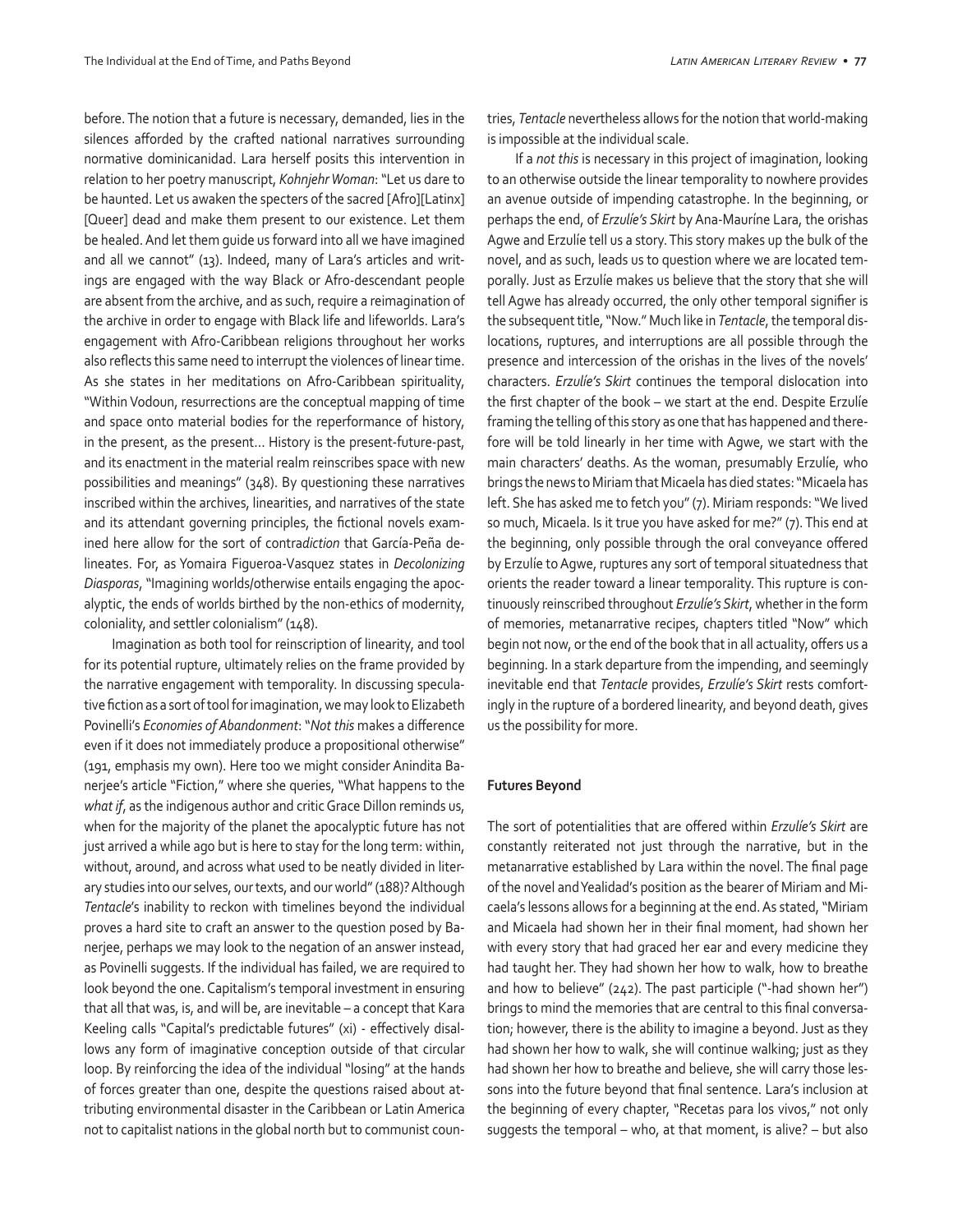before. The notion that a future is necessary, demanded, lies in the silences afforded by the crafted national narratives surrounding normative dominicanidad. Lara herself posits this intervention in relation to her poetry manuscript, *Kohnjehr Woman*: "Let us dare to be haunted. Let us awaken the specters of the sacred [Afro][Latinx] [Queer] dead and make them present to our existence. Let them be healed. And let them guide us forward into all we have imagined and all we cannot" (13). Indeed, many of Lara's articles and writings are engaged with the way Black or Afro-descendant people are absent from the archive, and as such, require a reimagination of the archive in order to engage with Black life and lifeworlds. Lara's engagement with Afro-Caribbean religions throughout her works also reflects this same need to interrupt the violences of linear time. As she states in her meditations on Afro-Caribbean spirituality, "Within Vodoun, resurrections are the conceptual mapping of time and space onto material bodies for the reperformance of history, in the present, as the present… History is the present-future-past, and its enactment in the material realm reinscribes space with new possibilities and meanings" (348). By questioning these narratives inscribed within the archives, linearities, and narratives of the state and its attendant governing principles, the fictional novels examined here allow for the sort of contra*diction* that García-Peña delineates. For, as Yomaira Figueroa-Vasquez states in *Decolonizing Diasporas*, "Imagining worlds/otherwise entails engaging the apocalyptic, the ends of worlds birthed by the non-ethics of modernity, coloniality, and settler colonialism" (148).

Imagination as both tool for reinscription of linearity, and tool for its potential rupture, ultimately relies on the frame provided by the narrative engagement with temporality. In discussing speculative fiction as a sort of tool for imagination, we may look to Elizabeth Povinelli's *Economies of Abandonment*: "*Not this* makes a difference even if it does not immediately produce a propositional otherwise" (191, emphasis my own). Here too we might consider Anindita Banerjee's article "Fiction," where she queries, "What happens to the *what if*, as the indigenous author and critic Grace Dillon reminds us, when for the majority of the planet the apocalyptic future has not just arrived a while ago but is here to stay for the long term: within, without, around, and across what used to be neatly divided in literary studies into our selves, our texts, and our world" (188)? Although *Tentacle*'s inability to reckon with timelines beyond the individual proves a hard site to craft an answer to the question posed by Banerjee, perhaps we may look to the negation of an answer instead, as Povinelli suggests. If the individual has failed, we are required to look beyond the one. Capitalism's temporal investment in ensuring that all that was, is, and will be, are inevitable – a concept that Kara Keeling calls "Capital's predictable futures" (xi) - effectively disallows any form of imaginative conception outside of that circular loop. By reinforcing the idea of the individual "losing" at the hands of forces greater than one, despite the questions raised about attributing environmental disaster in the Caribbean or Latin America not to capitalist nations in the global north but to communist countries, *Tentacle* nevertheless allows for the notion that world-making is impossible at the individual scale.

If a *not this* is necessary in this project of imagination, looking to an otherwise outside the linear temporality to nowhere provides an avenue outside of impending catastrophe. In the beginning, or perhaps the end, of *Erzulíe's Skirt* by Ana-Maurine Lara, the orishas Agwe and Erzulíe tell us a story. This story makes up the bulk of the novel, and as such, leads us to question where we are located temporally. Just as Erzulíe makes us believe that the story that she will tell Agwe has already occurred, the only other temporal signifier is the subsequent title, "Now." Much like in *Tentacle*, the temporal dislocations, ruptures, and interruptions are all possible through the presence and intercession of the orishas in the lives of the novels' characters. *Erzulíe's Skirt* continues the temporal dislocation into the first chapter of the book – we start at the end. Despite Erzulíe framing the telling of this story as one that has happened and therefore will be told linearly in her time with Agwe, we start with the main characters' deaths. As the woman, presumably Erzulíe, who brings the news to Miriam that Micaela has died states: "Micaela has left. She has asked me to fetch you" (7). Miriam responds: "We lived so much, Micaela. Is it true you have asked for me?" (7). This end at the beginning, only possible through the oral conveyance offered by Erzulíe to Agwe, ruptures any sort of temporal situatedness that orients the reader toward a linear temporality. This rupture is continuously reinscribed throughout *Erzulíe's Skirt*, whether in the form of memories, metanarrative recipes, chapters titled "Now" which begin not now, or the end of the book that in all actuality, offers us a beginning. In a stark departure from the impending, and seemingly inevitable end that *Tentacle* provides, *Erzulíe's Skirt* rests comfortingly in the rupture of a bordered linearity, and beyond death, gives us the possibility for more.

## Futures Beyond

The sort of potentialities that are offered within *Erzulíe's Skirt* are constantly reiterated not just through the narrative, but in the metanarrative established by Lara within the novel. The final page of the novel and Yealidad's position as the bearer of Miriam and Micaela's lessons allows for a beginning at the end. As stated, "Miriam and Micaela had shown her in their final moment, had shown her with every story that had graced her ear and every medicine they had taught her. They had shown her how to walk, how to breathe and how to believe" (242). The past participle ("-had shown her") brings to mind the memories that are central to this final conversation; however, there is the ability to imagine a beyond. Just as they had shown her how to walk, she will continue walking; just as they had shown her how to breathe and believe, she will carry those lessons into the future beyond that final sentence. Lara's inclusion at the beginning of every chapter, "Recetas para los vivos," not only suggests the temporal – who, at that moment, is alive? – but also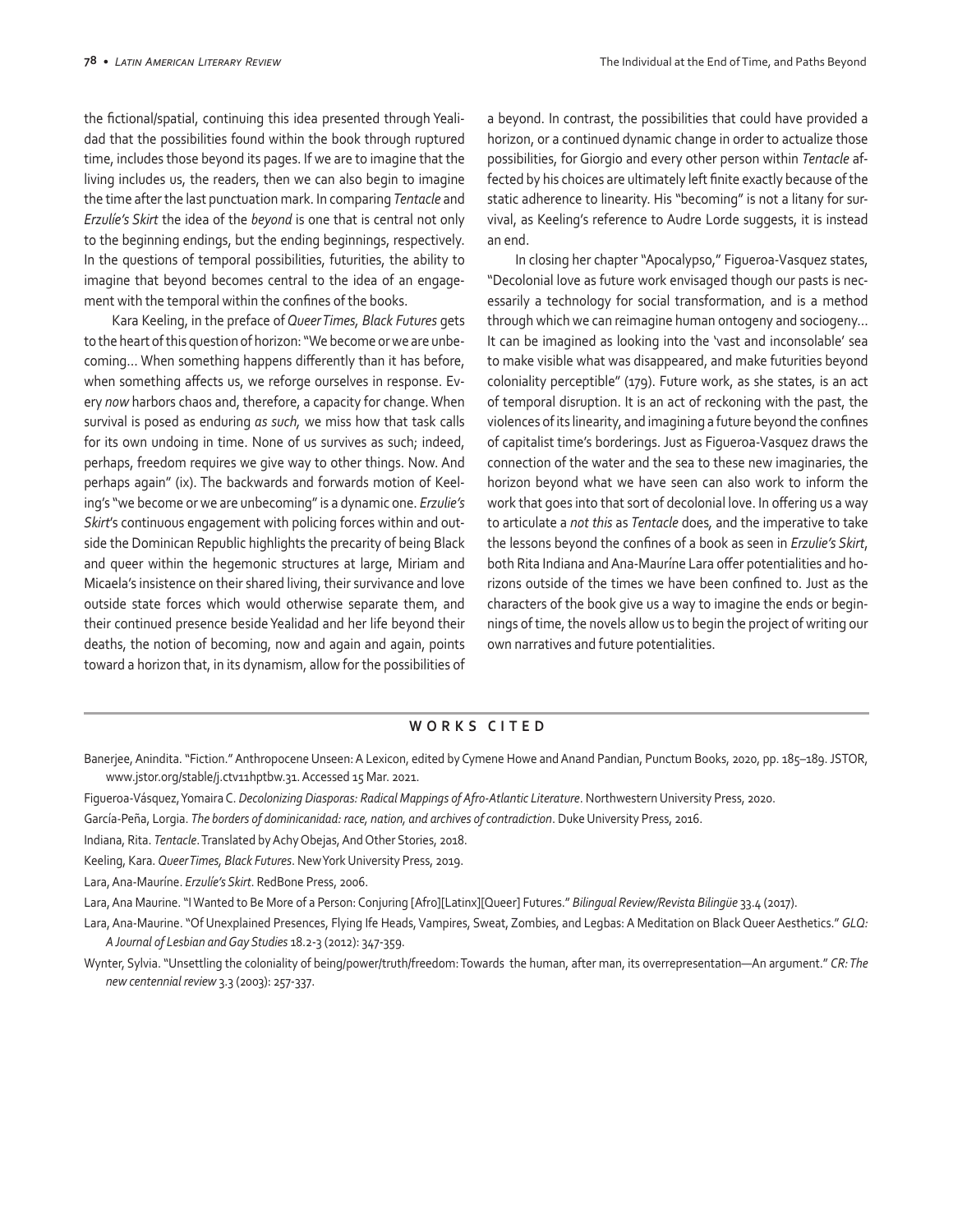the fictional/spatial, continuing this idea presented through Yealidad that the possibilities found within the book through ruptured time, includes those beyond its pages. If we are to imagine that the living includes us, the readers, then we can also begin to imagine the time after the last punctuation mark. In comparing *Tentacle* and *Erzulíe's Skirt* the idea of the *beyond* is one that is central not only to the beginning endings, but the ending beginnings, respectively. In the questions of temporal possibilities, futurities, the ability to imagine that beyond becomes central to the idea of an engagement with the temporal within the confines of the books.

Kara Keeling, in the preface of *Queer Times, Black Futures* gets to the heart of this question of horizon: "We become or we are unbecoming… When something happens differently than it has before, when something affects us, we reforge ourselves in response. Every *now* harbors chaos and, therefore, a capacity for change. When survival is posed as enduring *as such,* we miss how that task calls for its own undoing in time. None of us survives as such; indeed, perhaps, freedom requires we give way to other things. Now. And perhaps again" (ix). The backwards and forwards motion of Keeling's "we become or we are unbecoming" is a dynamic one. *Erzulie's Skirt*'s continuous engagement with policing forces within and outside the Dominican Republic highlights the precarity of being Black and queer within the hegemonic structures at large, Miriam and Micaela's insistence on their shared living, their survivance and love outside state forces which would otherwise separate them, and their continued presence beside Yealidad and her life beyond their deaths, the notion of becoming, now and again and again, points toward a horizon that, in its dynamism, allow for the possibilities of a beyond. In contrast, the possibilities that could have provided a horizon, or a continued dynamic change in order to actualize those possibilities, for Giorgio and every other person within *Tentacle* affected by his choices are ultimately left finite exactly because of the static adherence to linearity. His "becoming" is not a litany for survival, as Keeling's reference to Audre Lorde suggests, it is instead an end.

In closing her chapter "Apocalypso," Figueroa-Vasquez states, "Decolonial love as future work envisaged though our pasts is necessarily a technology for social transformation, and is a method through which we can reimagine human ontogeny and sociogeny… It can be imagined as looking into the 'vast and inconsolable' sea to make visible what was disappeared, and make futurities beyond coloniality perceptible" (179). Future work, as she states, is an act of temporal disruption. It is an act of reckoning with the past, the violences of its linearity, and imagining a future beyond the confines of capitalist time's borderings. Just as Figueroa-Vasquez draws the connection of the water and the sea to these new imaginaries, the horizon beyond what we have seen can also work to inform the work that goes into that sort of decolonial love. In offering us a way to articulate a *not this* as *Tentacle* does, and the imperative to take the lessons beyond the confines of a book as seen in *Erzulie's Skirt*, both Rita Indiana and Ana-Maurine Lara offer potentialities and horizons outside of the times we have been confined to. Just as the characters of the book give us a way to imagine the ends or beginnings of time, the novels allow us to begin the project of writing our own narratives and future potentialities.

## WORKS CITED

Banerjee, Anindita. "Fiction." Anthropocene Unseen: A Lexicon, edited by Cymene Howe and Anand Pandian, Punctum Books, 2020, pp. 185–189. JSTOR, www.jstor.org/stable/j.ctv11hptbw.31. Accessed 15 Mar. 2021.

Figueroa-Vásquez, Yomaira C. *Decolonizing Diasporas: Radical Mappings of Afro-Atlantic Literature*. Northwestern University Press, 2020.

García-Peña, Lorgia. *The borders of dominicanidad: race, nation, and archives of contradiction*. Duke University Press, 2016.

Indiana, Rita. *Tentacle*. Translated by Achy Obejas, And Other Stories, 2018.

Keeling, Kara. *Queer Times, Black Futures*. New York University Press, 2019.

Lara, Ana-Mauríne. *Erzulíe's Skirt*. RedBone Press, 2006.

Lara, Ana Maurine. "I Wanted to Be More of a Person: Conjuring [Afro][Latinx][Queer] Futures." *Bilingual Review/Revista Bilingüe* 33.4 (2017).

Lara, Ana-Maurine. "Of Unexplained Presences, Flying Ife Heads, Vampires, Sweat, Zombies, and Legbas: A Meditation on Black Queer Aesthetics." *GLQ: A Journal of Lesbian and Gay Studies* 18.2-3 (2012): 347-359.

Wynter, Sylvia. "Unsettling the coloniality of being/power/truth/freedom: Towards the human, after man, its overrepresentation—An argument." *CR: The new centennial review* 3.3 (2003): 257-337.